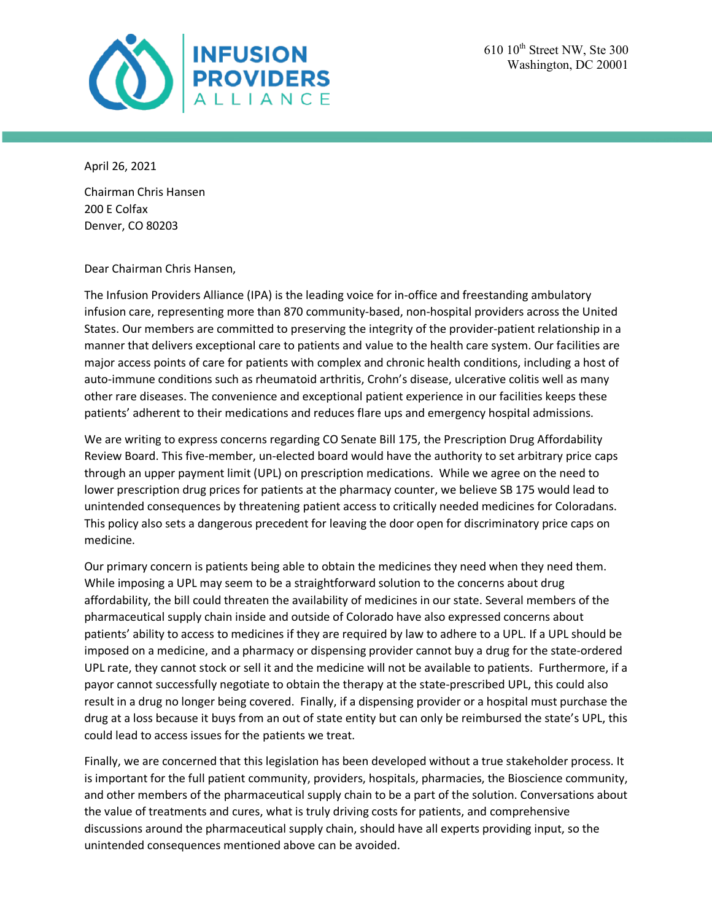**INFUSION PROVIDERS ALLIANCE**

610 10th Street NW, Ste 300
Washington, DC 20001

April 26, 2021

Chairman Chris Hansen
200 E Colfax
Denver, CO 80203

Dear Chairman Chris Hansen,

The Infusion Providers Alliance (IPA) is the leading voice for in-office and freestanding ambulatory infusion care, representing more than 870 community-based, non-hospital providers across the United States. Our members are committed to preserving the integrity of the provider-patient relationship in a manner that delivers exceptional care to patients and value to the health care system. Our facilities are major access points of care for patients with complex and chronic health conditions, including a host of auto-immune conditions such as rheumatoid arthritis, Crohn's disease, ulcerative colitis well as many other rare diseases. The convenience and exceptional patient experience in our facilities keeps these patients' adherent to their medications and reduces flare ups and emergency hospital admissions.

We are writing to express concerns regarding CO Senate Bill 175, the Prescription Drug Affordability Review Board. This five-member, un-elected board would have the authority to set arbitrary price caps through an upper payment limit (UPL) on prescription medications. While we agree on the need to lower prescription drug prices for patients at the pharmacy counter, we believe SB 175 would lead to unintended consequences by threatening patient access to critically needed medicines for Coloradans. This policy also sets a dangerous precedent for leaving the door open for discriminatory price caps on medicine.

Our primary concern is patients being able to obtain the medicines they need when they need them. While imposing a UPL may seem to be a straightforward solution to the concerns about drug affordability, the bill could threaten the availability of medicines in our state. Several members of the pharmaceutical supply chain inside and outside of Colorado have also expressed concerns about patients' ability to access to medicines if they are required by law to adhere to a UPL. If a UPL should be imposed on a medicine, and a pharmacy or dispensing provider cannot buy a drug for the state-ordered UPL rate, they cannot stock or sell it and the medicine will not be available to patients. Furthermore, if a payor cannot successfully negotiate to obtain the therapy at the state-prescribed UPL, this could also result in a drug no longer being covered. Finally, if a dispensing provider or a hospital must purchase the drug at a loss because it buys from an out of state entity but can only be reimbursed the state's UPL, this could lead to access issues for the patients we treat.

Finally, we are concerned that this legislation has been developed without a true stakeholder process. It is important for the full patient community, providers, hospitals, pharmacies, the Bioscience community, and other members of the pharmaceutical supply chain to be a part of the solution. Conversations about the value of treatments and cures, what is truly driving costs for patients, and comprehensive discussions around the pharmaceutical supply chain, should have all experts providing input, so the unintended consequences mentioned above can be avoided.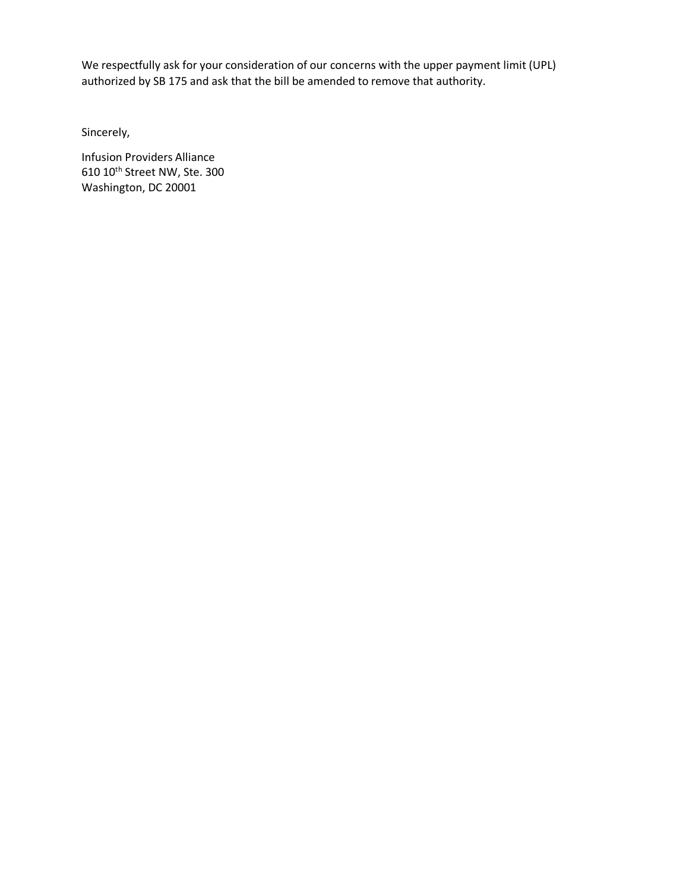We respectfully ask for your consideration of our concerns with the upper payment limit (UPL) authorized by SB 175 and ask that the bill be amended to remove that authority.

Sincerely,

Infusion Providers Alliance
610 10th Street NW, Ste. 300
Washington, DC 20001